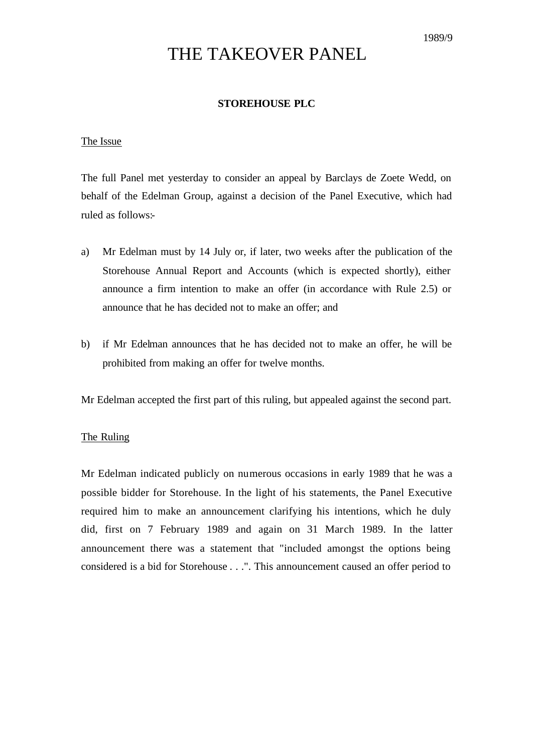1989/9

# THE TAKEOVER PANEL

## STOREHOUSE PLC

The Issue

The full Panel met yesterday to consider an appeal by Barclays de Zoete Wedd, on behalf of the Edelman Group, against a decision of the Panel Executive, which had ruled as follows:-

a) Mr Edelman must by 14 July or, if later, two weeks after the publication of the Storehouse Annual Report and Accounts (which is expected shortly), either announce a firm intention to make an offer (in accordance with Rule 2.5) or announce that he has decided not to make an offer; and

b) if Mr Edelman announces that he has decided not to make an offer, he will be prohibited from making an offer for twelve months.

Mr Edelman accepted the first part of this ruling, but appealed against the second part.

The Ruling

Mr Edelman indicated publicly on numerous occasions in early 1989 that he was a possible bidder for Storehouse. In the light of his statements, the Panel Executive required him to make an announcement clarifying his intentions, which he duly did, first on 7 February 1989 and again on 31 March 1989. In the latter announcement there was a statement that "included amongst the options being considered is a bid for Storehouse . . .". This announcement caused an offer period to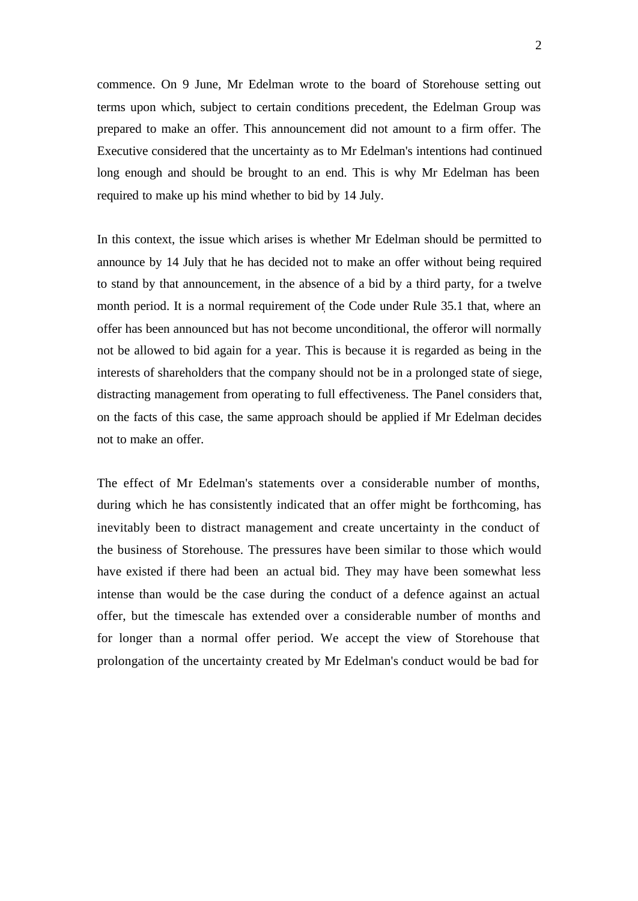commence. On 9 June, Mr Edelman wrote to the board of Storehouse setting out terms upon which, subject to certain conditions precedent, the Edelman Group was prepared to make an offer. This announcement did not amount to a firm offer. The Executive considered that the uncertainty as to Mr Edelman's intentions had continued long enough and should be brought to an end. This is why Mr Edelman has been required to make up his mind whether to bid by 14 July.

In this context, the issue which arises is whether Mr Edelman should be permitted to announce by 14 July that he has decided not to make an offer without being required to stand by that announcement, in the absence of a bid by a third party, for a twelve month period. It is a normal requirement of the Code under Rule 35.1 that, where an offer has been announced but has not become unconditional, the offeror will normally not be allowed to bid again for a year. This is because it is regarded as being in the interests of shareholders that the company should not be in a prolonged state of siege, distracting management from operating to full effectiveness. The Panel considers that, on the facts of this case, the same approach should be applied if Mr Edelman decides not to make an offer.

The effect of Mr Edelman's statements over a considerable number of months, during which he has consistently indicated that an offer might be forthcoming, has inevitably been to distract management and create uncertainty in the conduct of the business of Storehouse. The pressures have been similar to those which would have existed if there had been an actual bid. They may have been somewhat less intense than would be the case during the conduct of a defence against an actual offer, but the timescale has extended over a considerable number of months and for longer than a normal offer period. We accept the view of Storehouse that prolongation of the uncertainty created by Mr Edelman's conduct would be bad for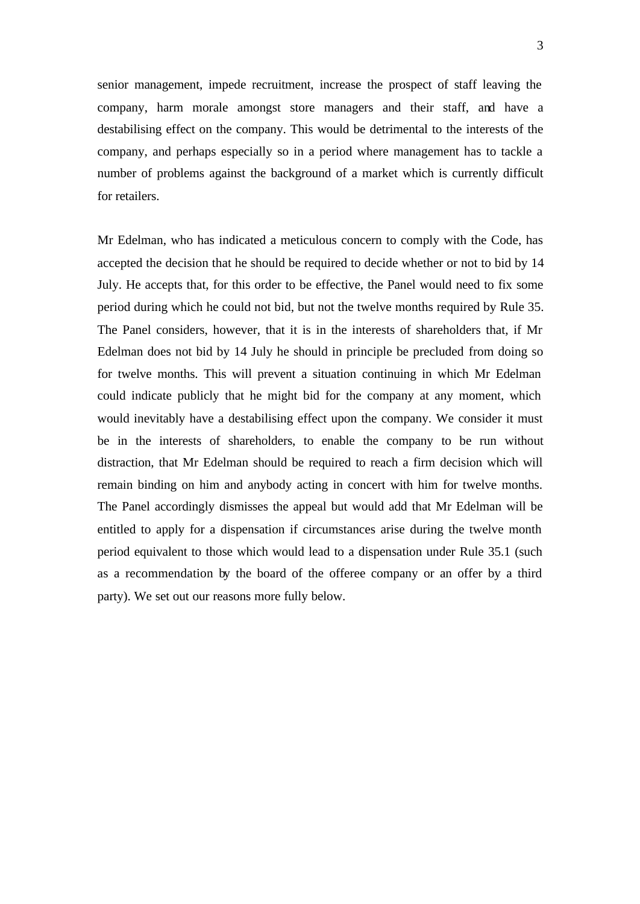senior management, impede recruitment, increase the prospect of staff leaving the company, harm morale amongst store managers and their staff, and have a destabilising effect on the company. This would be detrimental to the interests of the company, and perhaps especially so in a period where management has to tackle a number of problems against the background of a market which is currently difficult for retailers.

Mr Edelman, who has indicated a meticulous concern to comply with the Code, has accepted the decision that he should be required to decide whether or not to bid by 14 July. He accepts that, for this order to be effective, the Panel would need to fix some period during which he could not bid, but not the twelve months required by Rule 35. The Panel considers, however, that it is in the interests of shareholders that, if Mr Edelman does not bid by 14 July he should in principle be precluded from doing so for twelve months. This will prevent a situation continuing in which Mr Edelman could indicate publicly that he might bid for the company at any moment, which would inevitably have a destabilising effect upon the company. We consider it must be in the interests of shareholders, to enable the company to be run without distraction, that Mr Edelman should be required to reach a firm decision which will remain binding on him and anybody acting in concert with him for twelve months. The Panel accordingly dismisses the appeal but would add that Mr Edelman will be entitled to apply for a dispensation if circumstances arise during the twelve month period equivalent to those which would lead to a dispensation under Rule 35.1 (such as a recommendation by the board of the offeree company or an offer by a third party). We set out our reasons more fully below.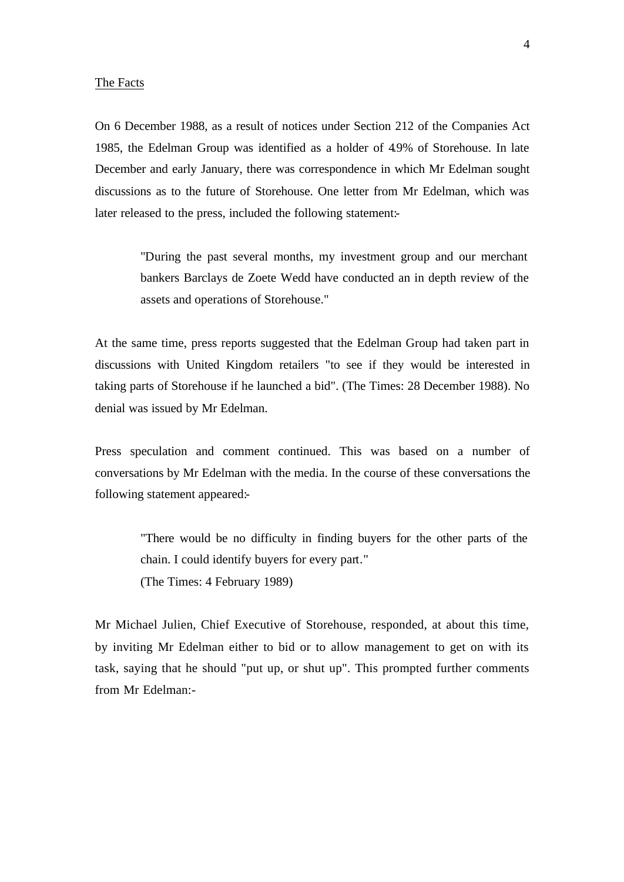The Facts

On 6 December 1988, as a result of notices under Section 212 of the Companies Act 1985, the Edelman Group was identified as a holder of 4.9% of Storehouse. In late December and early January, there was correspondence in which Mr Edelman sought discussions as to the future of Storehouse. One letter from Mr Edelman, which was later released to the press, included the following statement:-

> "During the past several months, my investment group and our merchant bankers Barclays de Zoete Wedd have conducted an in depth review of the assets and operations of Storehouse."

At the same time, press reports suggested that the Edelman Group had taken part in discussions with United Kingdom retailers "to see if they would be interested in taking parts of Storehouse if he launched a bid". (The Times: 28 December 1988). No denial was issued by Mr Edelman.

Press speculation and comment continued. This was based on a number of conversations by Mr Edelman with the media. In the course of these conversations the following statement appeared:-

> "There would be no difficulty in finding buyers for the other parts of the chain. I could identify buyers for every part."
> (The Times: 4 February 1989)

Mr Michael Julien, Chief Executive of Storehouse, responded, at about this time, by inviting Mr Edelman either to bid or to allow management to get on with its task, saying that he should "put up, or shut up". This prompted further comments from Mr Edelman:-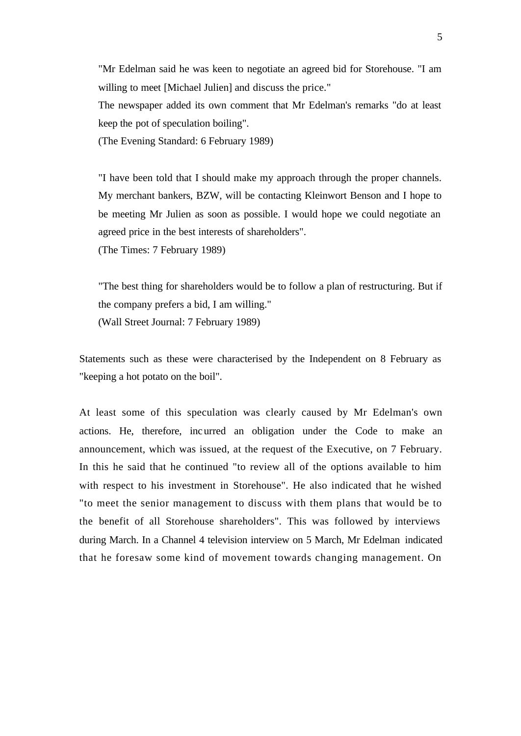> "Mr Edelman said he was keen to negotiate an agreed bid for Storehouse. "I am willing to meet [Michael Julien] and discuss the price."
> The newspaper added its own comment that Mr Edelman's remarks "do at least keep the pot of speculation boiling".
> (The Evening Standard: 6 February 1989)

> "I have been told that I should make my approach through the proper channels. My merchant bankers, BZW, will be contacting Kleinwort Benson and I hope to be meeting Mr Julien as soon as possible. I would hope we could negotiate an agreed price in the best interests of shareholders".
> (The Times: 7 February 1989)

> "The best thing for shareholders would be to follow a plan of restructuring. But if the company prefers a bid, I am willing."
> (Wall Street Journal: 7 February 1989)

Statements such as these were characterised by the Independent on 8 February as "keeping a hot potato on the boil".

At least some of this speculation was clearly caused by Mr Edelman's own actions. He, therefore, incurred an obligation under the Code to make an announcement, which was issued, at the request of the Executive, on 7 February. In this he said that he continued "to review all of the options available to him with respect to his investment in Storehouse". He also indicated that he wished "to meet the senior management to discuss with them plans that would be to the benefit of all Storehouse shareholders". This was followed by interviews during March. In a Channel 4 television interview on 5 March, Mr Edelman indicated that he foresaw some kind of movement towards changing management. On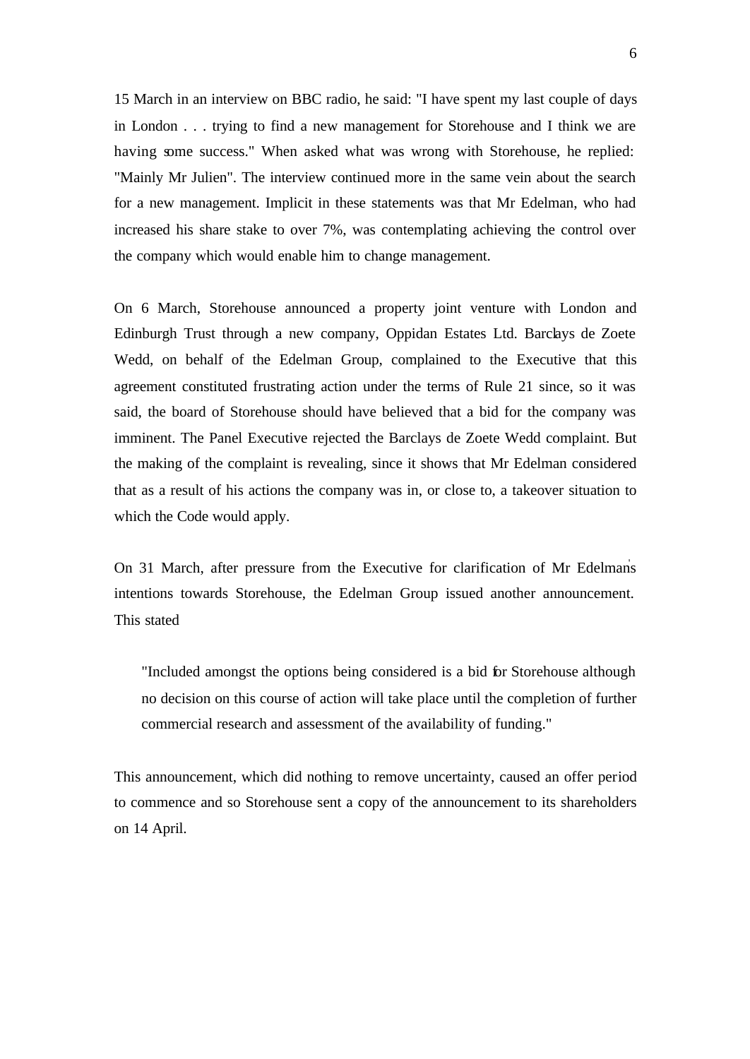15 March in an interview on BBC radio, he said: "I have spent my last couple of days in London . . . trying to find a new management for Storehouse and I think we are having some success." When asked what was wrong with Storehouse, he replied: "Mainly Mr Julien". The interview continued more in the same vein about the search for a new management. Implicit in these statements was that Mr Edelman, who had increased his share stake to over 7%, was contemplating achieving the control over the company which would enable him to change management.

On 6 March, Storehouse announced a property joint venture with London and Edinburgh Trust through a new company, Oppidan Estates Ltd. Barclays de Zoete Wedd, on behalf of the Edelman Group, complained to the Executive that this agreement constituted frustrating action under the terms of Rule 21 since, so it was said, the board of Storehouse should have believed that a bid for the company was imminent. The Panel Executive rejected the Barclays de Zoete Wedd complaint. But the making of the complaint is revealing, since it shows that Mr Edelman considered that as a result of his actions the company was in, or close to, a takeover situation to which the Code would apply.

On 31 March, after pressure from the Executive for clarification of Mr Edelman's intentions towards Storehouse, the Edelman Group issued another announcement. This stated

> "Included amongst the options being considered is a bid for Storehouse although no decision on this course of action will take place until the completion of further commercial research and assessment of the availability of funding."

This announcement, which did nothing to remove uncertainty, caused an offer period to commence and so Storehouse sent a copy of the announcement to its shareholders on 14 April.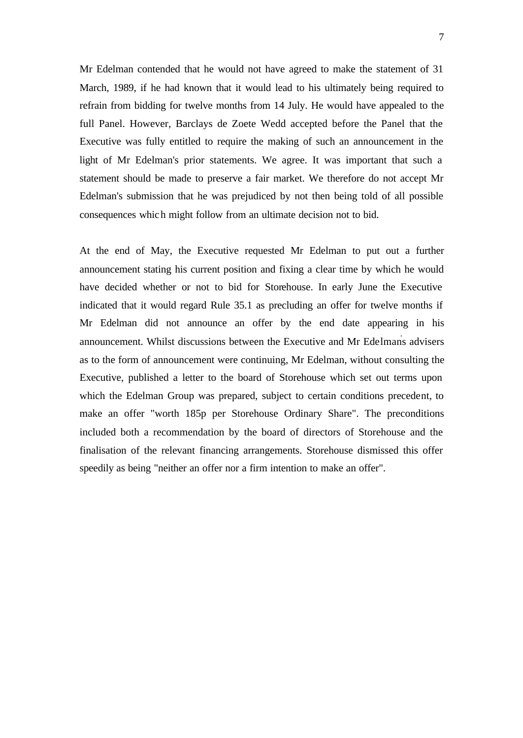Mr Edelman contended that he would not have agreed to make the statement of 31 March, 1989, if he had known that it would lead to his ultimately being required to refrain from bidding for twelve months from 14 July. He would have appealed to the full Panel. However, Barclays de Zoete Wedd accepted before the Panel that the Executive was fully entitled to require the making of such an announcement in the light of Mr Edelman's prior statements. We agree. It was important that such a statement should be made to preserve a fair market. We therefore do not accept Mr Edelman's submission that he was prejudiced by not then being told of all possible consequences which might follow from an ultimate decision not to bid.

At the end of May, the Executive requested Mr Edelman to put out a further announcement stating his current position and fixing a clear time by which he would have decided whether or not to bid for Storehouse. In early June the Executive indicated that it would regard Rule 35.1 as precluding an offer for twelve months if Mr Edelman did not announce an offer by the end date appearing in his announcement. Whilst discussions between the Executive and Mr Edelman's advisers as to the form of announcement were continuing, Mr Edelman, without consulting the Executive, published a letter to the board of Storehouse which set out terms upon which the Edelman Group was prepared, subject to certain conditions precedent, to make an offer "worth 185p per Storehouse Ordinary Share". The preconditions included both a recommendation by the board of directors of Storehouse and the finalisation of the relevant financing arrangements. Storehouse dismissed this offer speedily as being "neither an offer nor a firm intention to make an offer".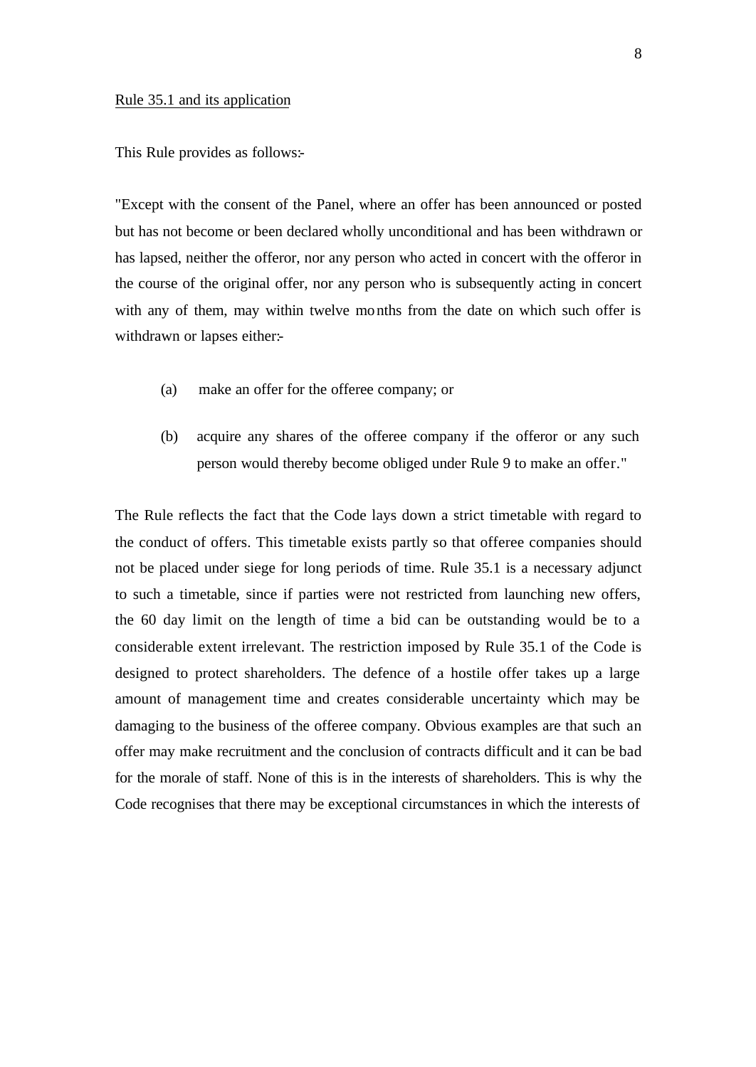Rule 35.1 and its application

This Rule provides as follows:-

"Except with the consent of the Panel, where an offer has been announced or posted but has not become or been declared wholly unconditional and has been withdrawn or has lapsed, neither the offeror, nor any person who acted in concert with the offeror in the course of the original offer, nor any person who is subsequently acting in concert with any of them, may within twelve months from the date on which such offer is withdrawn or lapses either:-

(a) make an offer for the offeree company; or

(b) acquire any shares of the offeree company if the offeror or any such person would thereby become obliged under Rule 9 to make an offer."

The Rule reflects the fact that the Code lays down a strict timetable with regard to the conduct of offers. This timetable exists partly so that offeree companies should not be placed under siege for long periods of time. Rule 35.1 is a necessary adjunct to such a timetable, since if parties were not restricted from launching new offers, the 60 day limit on the length of time a bid can be outstanding would be to a considerable extent irrelevant. The restriction imposed by Rule 35.1 of the Code is designed to protect shareholders. The defence of a hostile offer takes up a large amount of management time and creates considerable uncertainty which may be damaging to the business of the offeree company. Obvious examples are that such an offer may make recruitment and the conclusion of contracts difficult and it can be bad for the morale of staff. None of this is in the interests of shareholders. This is why the Code recognises that there may be exceptional circumstances in which the interests of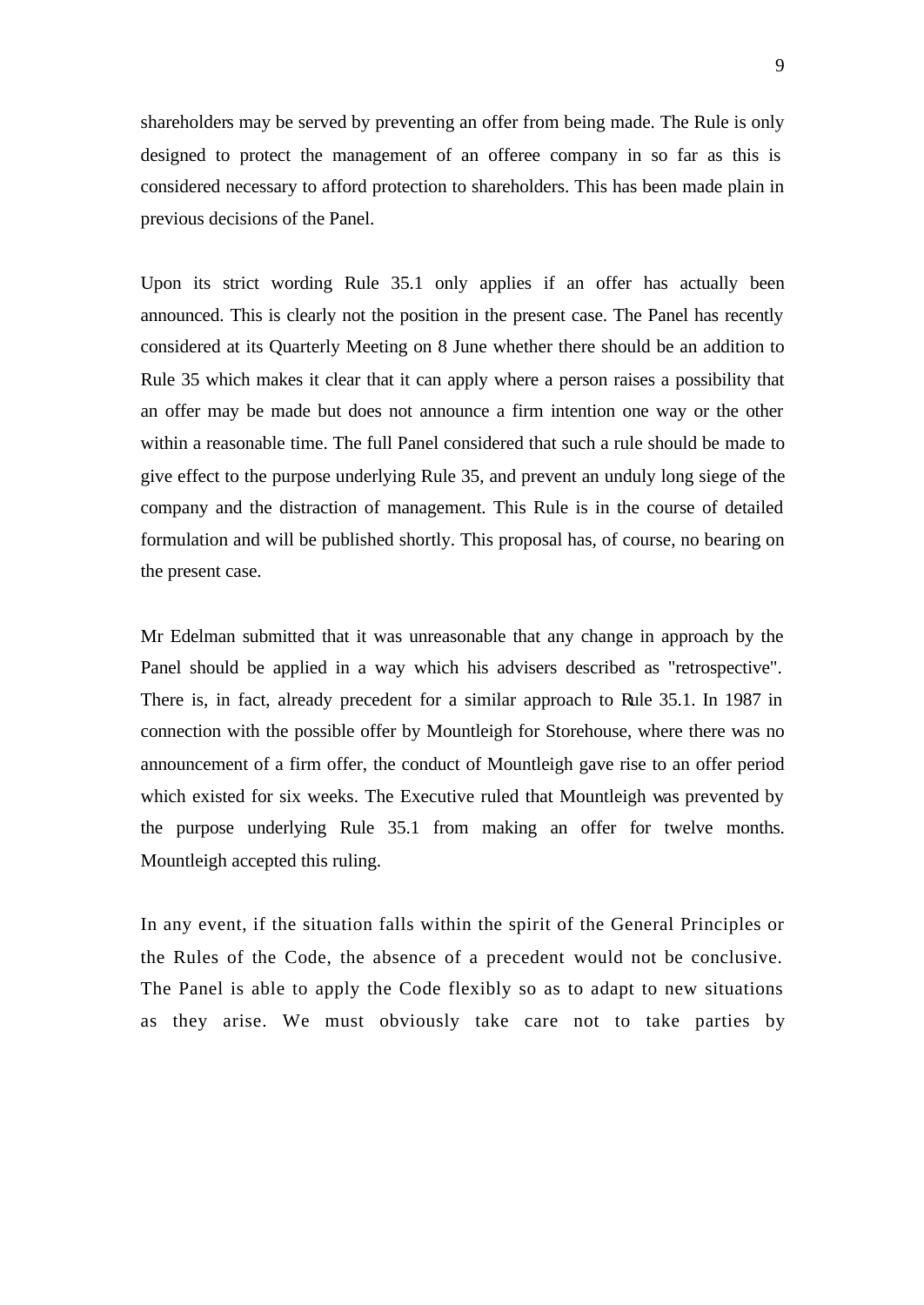shareholders may be served by preventing an offer from being made. The Rule is only designed to protect the management of an offeree company in so far as this is considered necessary to afford protection to shareholders. This has been made plain in previous decisions of the Panel.

Upon its strict wording Rule 35.1 only applies if an offer has actually been announced. This is clearly not the position in the present case. The Panel has recently considered at its Quarterly Meeting on 8 June whether there should be an addition to Rule 35 which makes it clear that it can apply where a person raises a possibility that an offer may be made but does not announce a firm intention one way or the other within a reasonable time. The full Panel considered that such a rule should be made to give effect to the purpose underlying Rule 35, and prevent an unduly long siege of the company and the distraction of management. This Rule is in the course of detailed formulation and will be published shortly. This proposal has, of course, no bearing on the present case.

Mr Edelman submitted that it was unreasonable that any change in approach by the Panel should be applied in a way which his advisers described as "retrospective". There is, in fact, already precedent for a similar approach to Rule 35.1. In 1987 in connection with the possible offer by Mountleigh for Storehouse, where there was no announcement of a firm offer, the conduct of Mountleigh gave rise to an offer period which existed for six weeks. The Executive ruled that Mountleigh was prevented by the purpose underlying Rule 35.1 from making an offer for twelve months. Mountleigh accepted this ruling.

In any event, if the situation falls within the spirit of the General Principles or the Rules of the Code, the absence of a precedent would not be conclusive. The Panel is able to apply the Code flexibly so as to adapt to new situations as they arise. We must obviously take care not to take parties by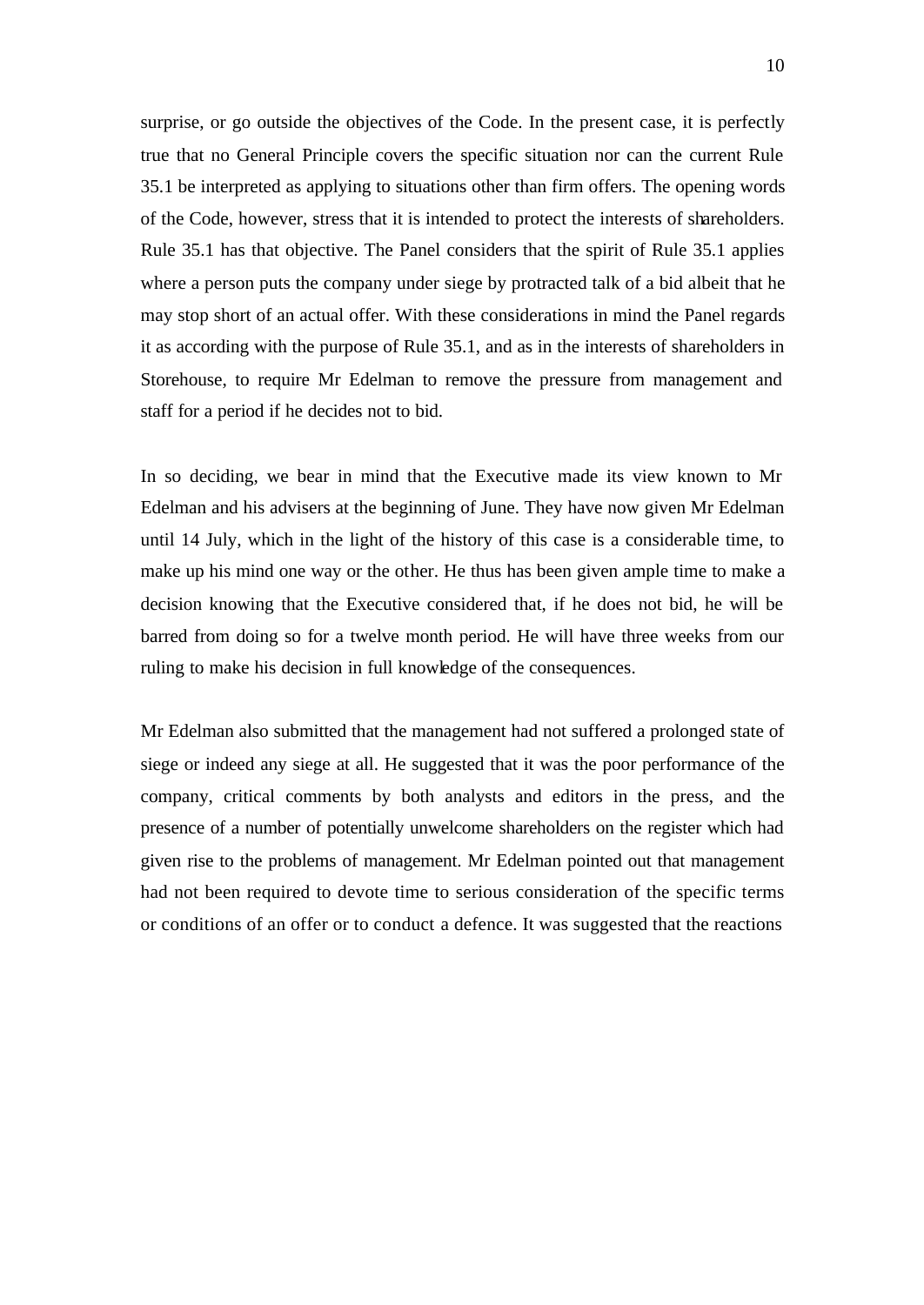surprise, or go outside the objectives of the Code. In the present case, it is perfectly true that no General Principle covers the specific situation nor can the current Rule 35.1 be interpreted as applying to situations other than firm offers. The opening words of the Code, however, stress that it is intended to protect the interests of shareholders. Rule 35.1 has that objective. The Panel considers that the spirit of Rule 35.1 applies where a person puts the company under siege by protracted talk of a bid albeit that he may stop short of an actual offer. With these considerations in mind the Panel regards it as according with the purpose of Rule 35.1, and as in the interests of shareholders in Storehouse, to require Mr Edelman to remove the pressure from management and staff for a period if he decides not to bid.

In so deciding, we bear in mind that the Executive made its view known to Mr Edelman and his advisers at the beginning of June. They have now given Mr Edelman until 14 July, which in the light of the history of this case is a considerable time, to make up his mind one way or the other. He thus has been given ample time to make a decision knowing that the Executive considered that, if he does not bid, he will be barred from doing so for a twelve month period. He will have three weeks from our ruling to make his decision in full knowledge of the consequences.

Mr Edelman also submitted that the management had not suffered a prolonged state of siege or indeed any siege at all. He suggested that it was the poor performance of the company, critical comments by both analysts and editors in the press, and the presence of a number of potentially unwelcome shareholders on the register which had given rise to the problems of management. Mr Edelman pointed out that management had not been required to devote time to serious consideration of the specific terms or conditions of an offer or to conduct a defence. It was suggested that the reactions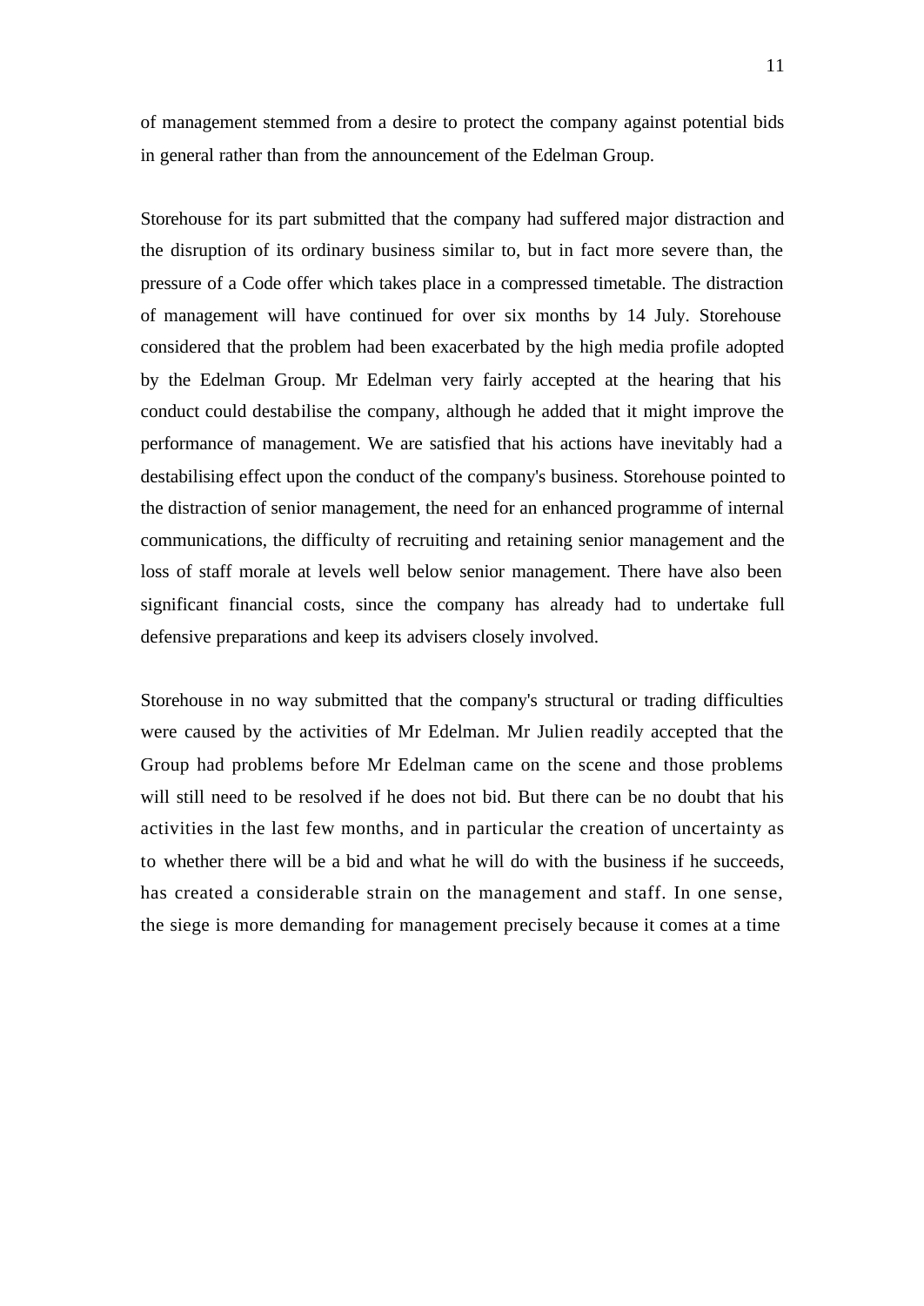of management stemmed from a desire to protect the company against potential bids in general rather than from the announcement of the Edelman Group.

Storehouse for its part submitted that the company had suffered major distraction and the disruption of its ordinary business similar to, but in fact more severe than, the pressure of a Code offer which takes place in a compressed timetable. The distraction of management will have continued for over six months by 14 July. Storehouse considered that the problem had been exacerbated by the high media profile adopted by the Edelman Group. Mr Edelman very fairly accepted at the hearing that his conduct could destabilise the company, although he added that it might improve the performance of management. We are satisfied that his actions have inevitably had a destabilising effect upon the conduct of the company's business. Storehouse pointed to the distraction of senior management, the need for an enhanced programme of internal communications, the difficulty of recruiting and retaining senior management and the loss of staff morale at levels well below senior management. There have also been significant financial costs, since the company has already had to undertake full defensive preparations and keep its advisers closely involved.

Storehouse in no way submitted that the company's structural or trading difficulties were caused by the activities of Mr Edelman. Mr Julien readily accepted that the Group had problems before Mr Edelman came on the scene and those problems will still need to be resolved if he does not bid. But there can be no doubt that his activities in the last few months, and in particular the creation of uncertainty as to whether there will be a bid and what he will do with the business if he succeeds, has created a considerable strain on the management and staff. In one sense, the siege is more demanding for management precisely because it comes at a time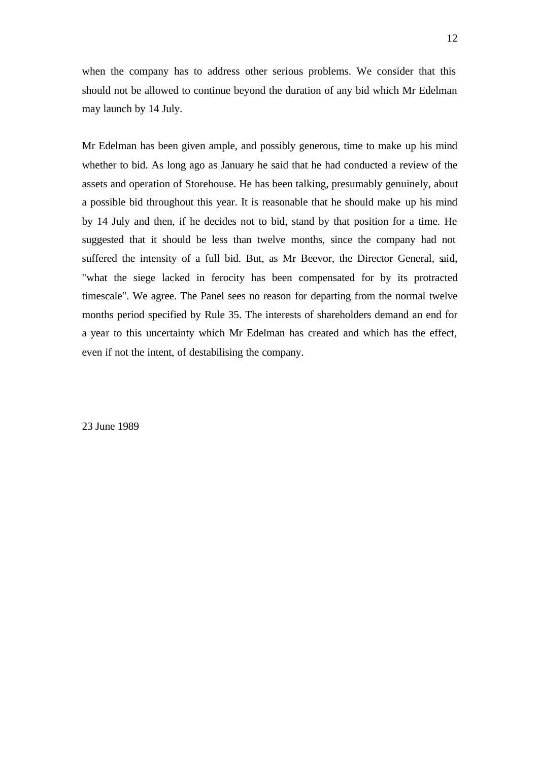when the company has to address other serious problems. We consider that this should not be allowed to continue beyond the duration of any bid which Mr Edelman may launch by 14 July.

Mr Edelman has been given ample, and possibly generous, time to make up his mind whether to bid. As long ago as January he said that he had conducted a review of the assets and operation of Storehouse. He has been talking, presumably genuinely, about a possible bid throughout this year. It is reasonable that he should make up his mind by 14 July and then, if he decides not to bid, stand by that position for a time. He suggested that it should be less than twelve months, since the company had not suffered the intensity of a full bid. But, as Mr Beevor, the Director General, said, "what the siege lacked in ferocity has been compensated for by its protracted timescale". We agree. The Panel sees no reason for departing from the normal twelve months period specified by Rule 35. The interests of shareholders demand an end for a year to this uncertainty which Mr Edelman has created and which has the effect, even if not the intent, of destabilising the company.

23 June 1989